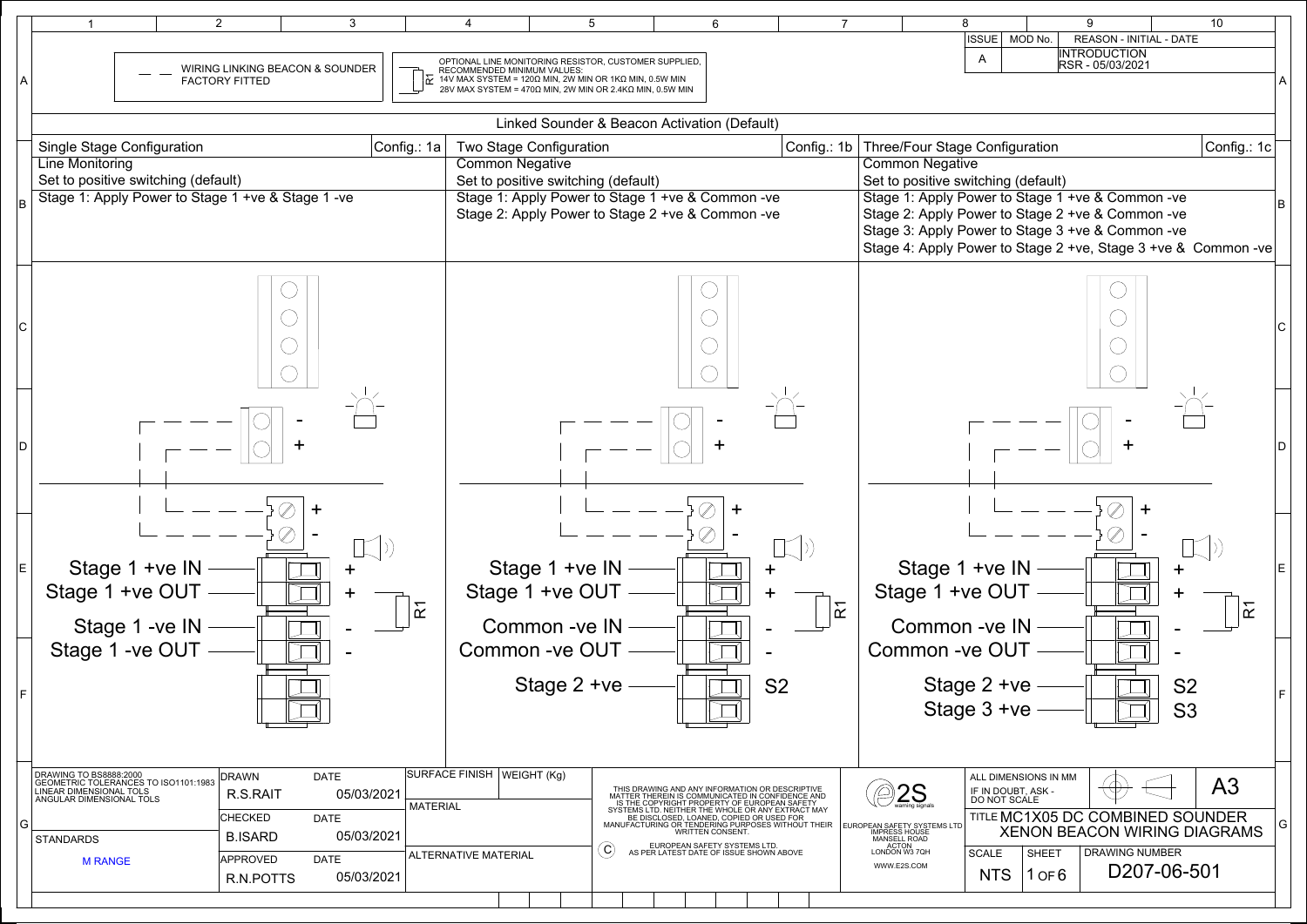| ISSUE | MOD No. | REASON - INITIAL - DATE |
|---|---|---|
| A | | INTRODUCTION RSR - 05/03/2021 |

-- -- WIRING LINKING BEACON & SOUNDER FACTORY FITTED

R1 OPTIONAL LINE MONITORING RESISTOR, CUSTOMER SUPPLIED, RECOMMENDED MINIMUM VALUES:
14V MAX SYSTEM = 120Ω MIN, 2W MIN OR 1KΩ MIN, 0.5W MIN
28V MAX SYSTEM = 470Ω MIN, 2W MIN OR 2.4KΩ MIN, 0.5W MIN

# Linked Sounder & Beacon Activation (Default)

## Single Stage Configuration — Config.: 1a

Line Monitoring
Set to positive switching (default)
Stage 1: Apply Power to Stage 1 +ve & Stage 1 -ve

Terminals:
- Stage 1 +ve IN (+)
- Stage 1 +ve OUT (+)
- Stage 1 -ve IN (-)
- Stage 1 -ve OUT (-)

R1

## Two Stage Configuration — Config.: 1b

Common Negative
Set to positive switching (default)
Stage 1: Apply Power to Stage 1 +ve & Common -ve
Stage 2: Apply Power to Stage 2 +ve & Common -ve

Terminals:
- Stage 1 +ve IN (+)
- Stage 1 +ve OUT (+)
- Common -ve IN (-)
- Common -ve OUT (-)
- Stage 2 +ve (S2)

R1

## Three/Four Stage Configuration — Config.: 1c

Common Negative
Set to positive switching (default)
Stage 1: Apply Power to Stage 1 +ve & Common -ve
Stage 2: Apply Power to Stage 2 +ve & Common -ve
Stage 3: Apply Power to Stage 3 +ve & Common -ve
Stage 4: Apply Power to Stage 2 +ve, Stage 3 +ve & Common -ve

Terminals:
- Stage 1 +ve IN (+)
- Stage 1 +ve OUT (+)
- Common -ve IN (-)
- Common -ve OUT (-)
- Stage 2 +ve (S2)
- Stage 3 +ve (S3)

R1

---

DRAWING TO BS8888:2000
GEOMETRIC TOLERANCES TO ISO1101:1983
LINEAR DIMENSIONAL TOLS
ANGULAR DIMENSIONAL TOLS

STANDARDS: M RANGE

| | Name | Date |
|---|---|---|
| DRAWN | R.S.RAIT | 05/03/2021 |
| CHECKED | B.ISARD | 05/03/2021 |
| APPROVED | R.N.POTTS | 05/03/2021 |

SURFACE FINISH | WEIGHT (Kg)
MATERIAL
ALTERNATIVE MATERIAL

THIS DRAWING AND ANY INFORMATION OR DESCRIPTIVE MATTER THEREIN IS COMMUNICATED IN CONFIDENCE AND IS THE COPYRIGHT PROPERTY OF EUROPEAN SAFETY SYSTEMS LTD. NEITHER THE WHOLE OR ANY EXTRACT MAY BE DISCLOSED, LOANED, COPIED OR USED FOR MANUFACTURING OR TENDERING PURPOSES WITHOUT THEIR WRITTEN CONSENT.

© EUROPEAN SAFETY SYSTEMS LTD. AS PER LATEST DATE OF ISSUE SHOWN ABOVE

E2S warning signals
EUROPEAN SAFETY SYSTEMS LTD
IMPRESS HOUSE
MANSELL ROAD
ACTON
LONDON W3 7QH
WWW.E2S.COM

ALL DIMENSIONS IN MM
IF IN DOUBT, ASK - DO NOT SCALE

A3

TITLE: MC1X05 DC COMBINED SOUNDER XENON BEACON WIRING DIAGRAMS

| SCALE | SHEET | DRAWING NUMBER |
|---|---|---|
| NTS | 1 OF 6 | D207-06-501 |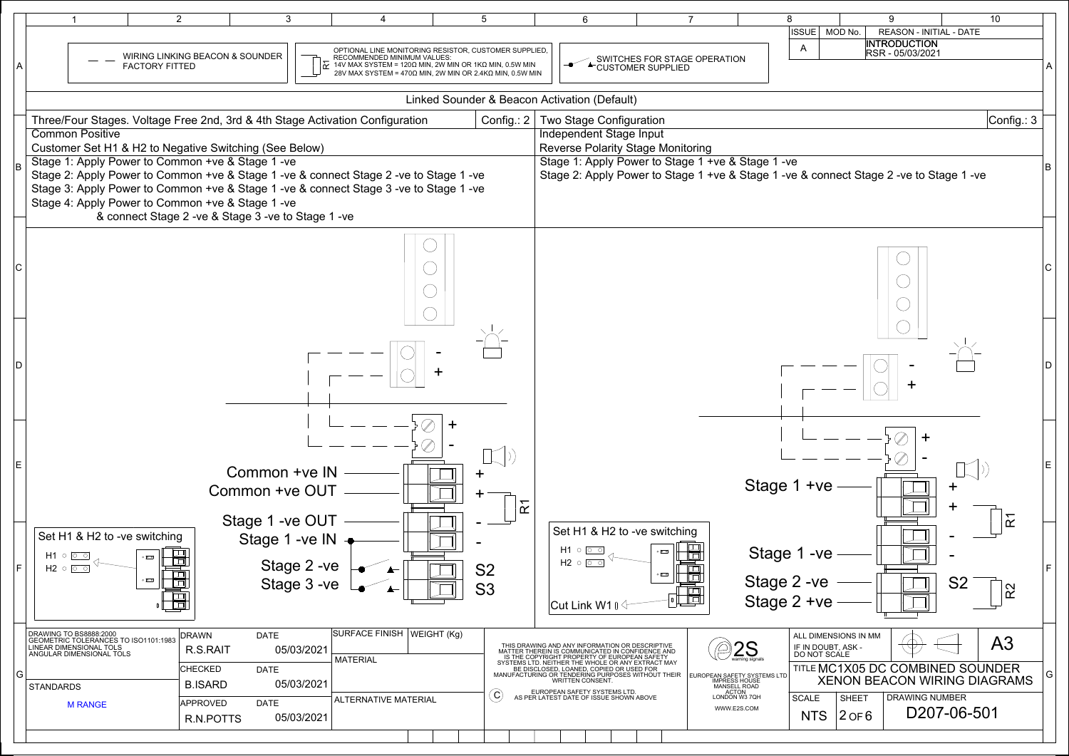| ISSUE | MOD No. | REASON - INITIAL - DATE |
|---|---|---|
| A | | INTRODUCTION RSR - 05/03/2021 |

- - WIRING LINKING BEACON & SOUNDER FACTORY FITTED

R1 OPTIONAL LINE MONITORING RESISTOR, CUSTOMER SUPPLIED, RECOMMENDED MINIMUM VALUES:
14V MAX SYSTEM = 120Ω MIN, 2W MIN OR 1KΩ MIN, 0.5W MIN
28V MAX SYSTEM = 470Ω MIN, 2W MIN OR 2.4KΩ MIN, 0.5W MIN

SWITCHES FOR STAGE OPERATION CUSTOMER SUPPLIED

## Linked Sounder & Beacon Activation (Default)

### Three/Four Stages. Voltage Free 2nd, 3rd & 4th Stage Activation Configuration — Config.: 2

Common Positive

Customer Set H1 & H2 to Negative Switching (See Below)

Stage 1: Apply Power to Common +ve & Stage 1 -ve

Stage 2: Apply Power to Common +ve & Stage 1 -ve & connect Stage 2 -ve to Stage 1 -ve

Stage 3: Apply Power to Common +ve & Stage 1 -ve & connect Stage 3 -ve to Stage 1 -ve

Stage 4: Apply Power to Common +ve & Stage 1 -ve & connect Stage 2 -ve & Stage 3 -ve to Stage 1 -ve

Common +ve IN +
Common +ve OUT +
Stage 1 -ve OUT -
Stage 1 -ve IN -
Stage 2 -ve S2
Stage 3 -ve S3
R1

Set H1 & H2 to -ve switching
H1
H2

### Two Stage Configuration — Config.: 3

Independent Stage Input

Reverse Polarity Stage Monitoring

Stage 1: Apply Power to Stage 1 +ve & Stage 1 -ve

Stage 2: Apply Power to Stage 1 +ve & Stage 1 -ve & connect Stage 2 -ve to Stage 1 -ve

Stage 1 +ve +
Stage 1 -ve -
Stage 2 -ve S2
Stage 2 +ve
R1
R2

Set H1 & H2 to -ve switching
H1
H2
Cut Link W1

| | | | | |
|---|---|---|---|---|
| DRAWING TO BS8888:2000 GEOMETRIC TOLERANCES TO ISO1101:1983 LINEAR DIMENSIONAL TOLS ANGULAR DIMENSIONAL TOLS | DRAWN R.S.RAIT | DATE 05/03/2021 | SURFACE FINISH | WEIGHT (Kg) |
| | CHECKED B.ISARD | DATE 05/03/2021 | MATERIAL | |
| STANDARDS M RANGE | APPROVED R.N.POTTS | DATE 05/03/2021 | ALTERNATIVE MATERIAL | |

THIS DRAWING AND ANY INFORMATION OR DESCRIPTIVE MATTER THEREIN IS COMMUNICATED IN CONFIDENCE AND IS THE COPYRIGHT PROPERTY OF EUROPEAN SAFETY SYSTEMS LTD. NEITHER THE WHOLE OR ANY EXTRACT MAY BE DISCLOSED, LOANED, COPIED OR USED FOR MANUFACTURING OR TENDERING PURPOSES WITHOUT THEIR WRITTEN CONSENT.

© EUROPEAN SAFETY SYSTEMS LTD. AS PER LATEST DATE OF ISSUE SHOWN ABOVE

E2S warning signals
EUROPEAN SAFETY SYSTEMS LTD
IMPRESS HOUSE
MANSELL ROAD
ACTON
LONDON W3 7QH
WWW.E2S.COM

ALL DIMENSIONS IN MM
IF IN DOUBT, ASK - DO NOT SCALE

A3

TITLE MC1X05 DC COMBINED SOUNDER XENON BEACON WIRING DIAGRAMS

| SCALE | SHEET | DRAWING NUMBER |
|---|---|---|
| NTS | 2 OF 6 | D207-06-501 |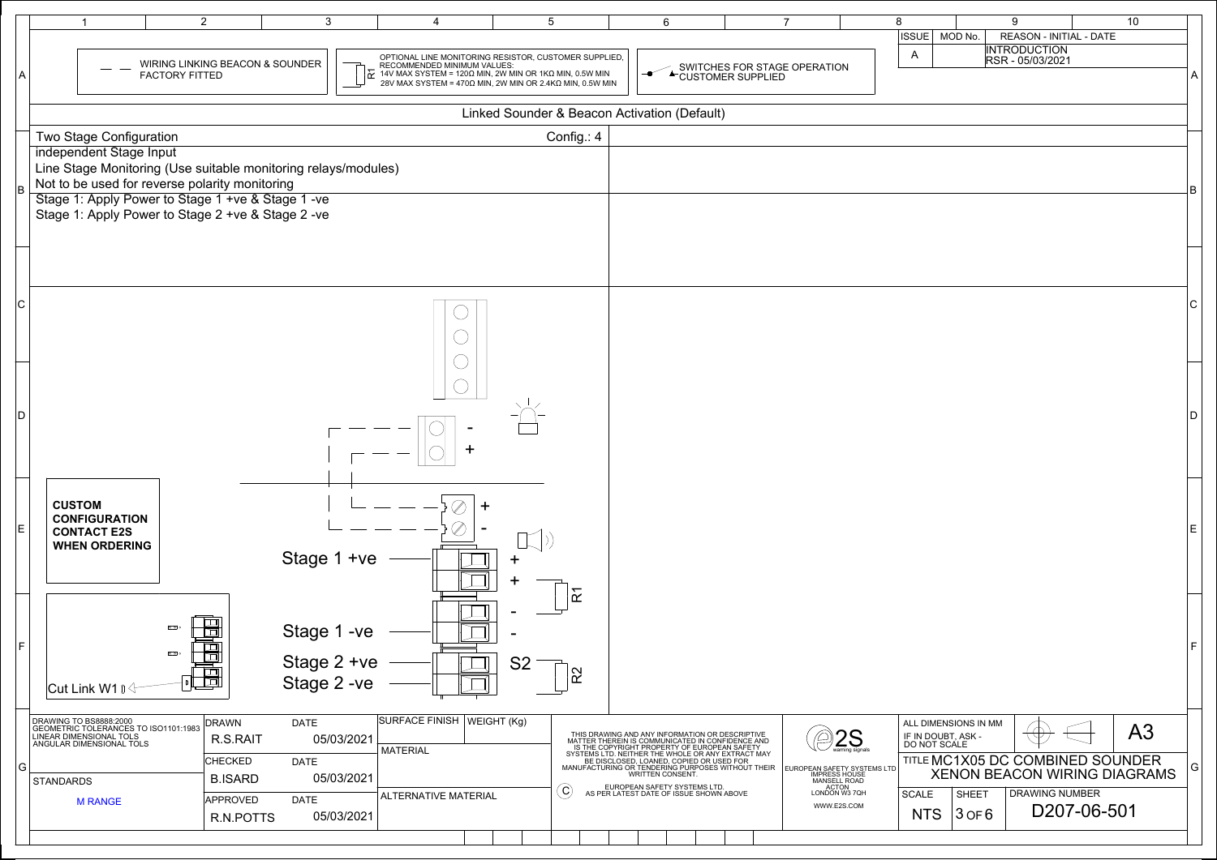| ISSUE | MOD No. | REASON - INITIAL - DATE |
| --- | --- | --- |
| A | | INTRODUCTION RSR - 05/03/2021 |

— — WIRING LINKING BEACON & SOUNDER FACTORY FITTED

R1 OPTIONAL LINE MONITORING RESISTOR, CUSTOMER SUPPLIED, RECOMMENDED MINIMUM VALUES:
14V MAX SYSTEM = 120Ω MIN, 2W MIN OR 1KΩ MIN, 0.5W MIN
28V MAX SYSTEM = 470Ω MIN, 2W MIN OR 2.4KΩ MIN, 0.5W MIN

SWITCHES FOR STAGE OPERATION CUSTOMER SUPPLIED

## Linked Sounder & Beacon Activation (Default)

**Two Stage Configuration** — Config.: 4

- independent Stage Input
- Line Stage Monitoring (Use suitable monitoring relays/modules)
- Not to be used for reverse polarity monitoring
- Stage 1: Apply Power to Stage 1 +ve & Stage 1 -ve
- Stage 1: Apply Power to Stage 2 +ve & Stage 2 -ve

**CUSTOM CONFIGURATION CONTACT E2S WHEN ORDERING**

Cut Link W1

- +
- -
- Stage 1 +ve — +
- \+ — R1
- \-
- Stage 1 -ve — -
- Stage 2 +ve — S2 — R2
- Stage 2 -ve

DRAWING TO BS8888:2000
GEOMETRIC TOLERANCES TO ISO1101:1983
LINEAR DIMENSIONAL TOLS
ANGULAR DIMENSIONAL TOLS

STANDARDS: M RANGE

| | Name | DATE |
| --- | --- | --- |
| DRAWN | R.S.RAIT | 05/03/2021 |
| CHECKED | B.ISARD | 05/03/2021 |
| APPROVED | R.N.POTTS | 05/03/2021 |

SURFACE FINISH | WEIGHT (Kg)

MATERIAL

ALTERNATIVE MATERIAL

THIS DRAWING AND ANY INFORMATION OR DESCRIPTIVE MATTER THEREIN IS COMMUNICATED IN CONFIDENCE AND IS THE COPYRIGHT PROPERTY OF EUROPEAN SAFETY SYSTEMS LTD. NEITHER THE WHOLE OR ANY EXTRACT MAY BE DISCLOSED, LOANED, COPIED OR USED FOR MANUFACTURING OR TENDERING PURPOSES WITHOUT THEIR WRITTEN CONSENT.

© EUROPEAN SAFETY SYSTEMS LTD. AS PER LATEST DATE OF ISSUE SHOWN ABOVE

E2S warning signals
EUROPEAN SAFETY SYSTEMS LTD
IMPRESS HOUSE
MANSELL ROAD
ACTON
LONDON W3 7QH
WWW.E2S.COM

ALL DIMENSIONS IN MM
IF IN DOUBT, ASK - DO NOT SCALE

A3

TITLE MC1X05 DC COMBINED SOUNDER XENON BEACON WIRING DIAGRAMS

| SCALE | SHEET | DRAWING NUMBER |
| --- | --- | --- |
| NTS | 3 OF 6 | D207-06-501 |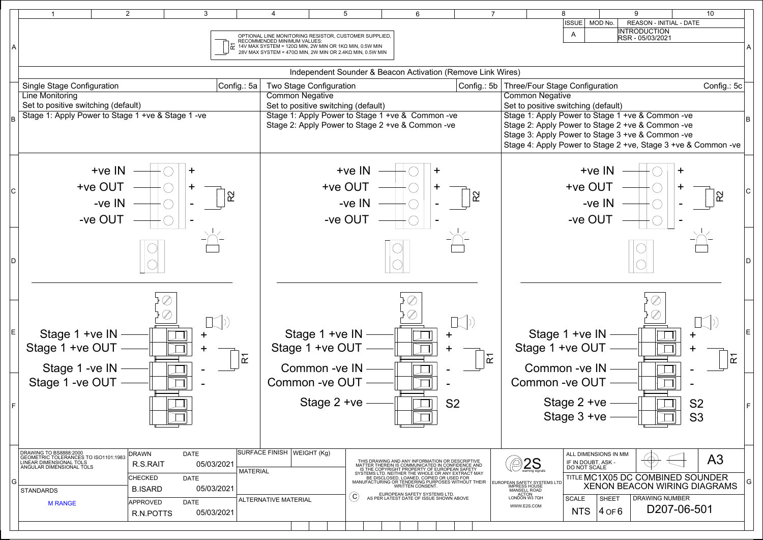| ISSUE | MOD No. | REASON - INITIAL - DATE |
|---|---|---|
| A | | INTRODUCTION RSR - 05/03/2021 |

R1 — OPTIONAL LINE MONITORING RESISTOR, CUSTOMER SUPPLIED, RECOMMENDED MINIMUM VALUES:
14V MAX SYSTEM = 120Ω MIN, 2W MIN OR 1KΩ MIN, 0.5W MIN
28V MAX SYSTEM = 470Ω MIN, 2W MIN OR 2.4KΩ MIN, 0.5W MIN

## Independent Sounder & Beacon Activation (Remove Link Wires)

### Single Stage Configuration — Config.: 5a

Line Monitoring
Set to positive switching (default)
Stage 1: Apply Power to Stage 1 +ve & Stage 1 -ve

Beacon terminals: +ve IN (+), +ve OUT (+), -ve IN (-), -ve OUT (-), R2

Sounder terminals: Stage 1 +ve IN (+), Stage 1 +ve OUT (+), Stage 1 -ve IN (-), Stage 1 -ve OUT (-), R1

### Two Stage Configuration — Config.: 5b

Common Negative
Set to positive switching (default)
Stage 1: Apply Power to Stage 1 +ve & Common -ve
Stage 2: Apply Power to Stage 2 +ve & Common -ve

Beacon terminals: +ve IN (+), +ve OUT (+), -ve IN (-), -ve OUT (-), R2

Sounder terminals: Stage 1 +ve IN (+), Stage 1 +ve OUT (+), Common -ve IN (-), Common -ve OUT (-), Stage 2 +ve (S2), R1

### Three/Four Stage Configuration — Config.: 5c

Common Negative
Set to positive switching (default)
Stage 1: Apply Power to Stage 1 +ve & Common -ve
Stage 2: Apply Power to Stage 2 +ve & Common -ve
Stage 3: Apply Power to Stage 3 +ve & Common -ve
Stage 4: Apply Power to Stage 2 +ve, Stage 3 +ve & Common -ve

Beacon terminals: +ve IN (+), +ve OUT (+), -ve IN (-), -ve OUT (-), R2

Sounder terminals: Stage 1 +ve IN (+), Stage 1 +ve OUT (+), Common -ve IN (-), Common -ve OUT (-), Stage 2 +ve (S2), Stage 3 +ve (S3), R1

---

DRAWING TO BS8888:2000
GEOMETRIC TOLERANCES TO ISO1101:1983
LINEAR DIMENSIONAL TOLS
ANGULAR DIMENSIONAL TOLS

STANDARDS: M RANGE

| DRAWN | DATE |
|---|---|
| R.S.RAIT | 05/03/2021 |
| CHECKED | DATE |
| B.ISARD | 05/03/2021 |
| APPROVED | DATE |
| R.N.POTTS | 05/03/2021 |

SURFACE FINISH | WEIGHT (Kg)
MATERIAL
ALTERNATIVE MATERIAL

THIS DRAWING AND ANY INFORMATION OR DESCRIPTIVE MATTER THEREIN IS COMMUNICATED IN CONFIDENCE AND IS THE COPYRIGHT PROPERTY OF EUROPEAN SAFETY SYSTEMS LTD. NEITHER THE WHOLE OR ANY EXTRACT MAY BE DISCLOSED, LOANED, COPIED OR USED FOR MANUFACTURING OR TENDERING PURPOSES WITHOUT THEIR WRITTEN CONSENT.

© EUROPEAN SAFETY SYSTEMS LTD. AS PER LATEST DATE OF ISSUE SHOWN ABOVE

E2S warning signals
EUROPEAN SAFETY SYSTEMS LTD
IMPRESS HOUSE
MANSELL ROAD
ACTON
LONDON W3 7QH
WWW.E2S.COM

ALL DIMENSIONS IN MM
IF IN DOUBT, ASK - DO NOT SCALE
A3

TITLE: MC1X05 DC COMBINED SOUNDER XENON BEACON WIRING DIAGRAMS

| SCALE | SHEET | DRAWING NUMBER |
|---|---|---|
| NTS | 4 OF 6 | D207-06-501 |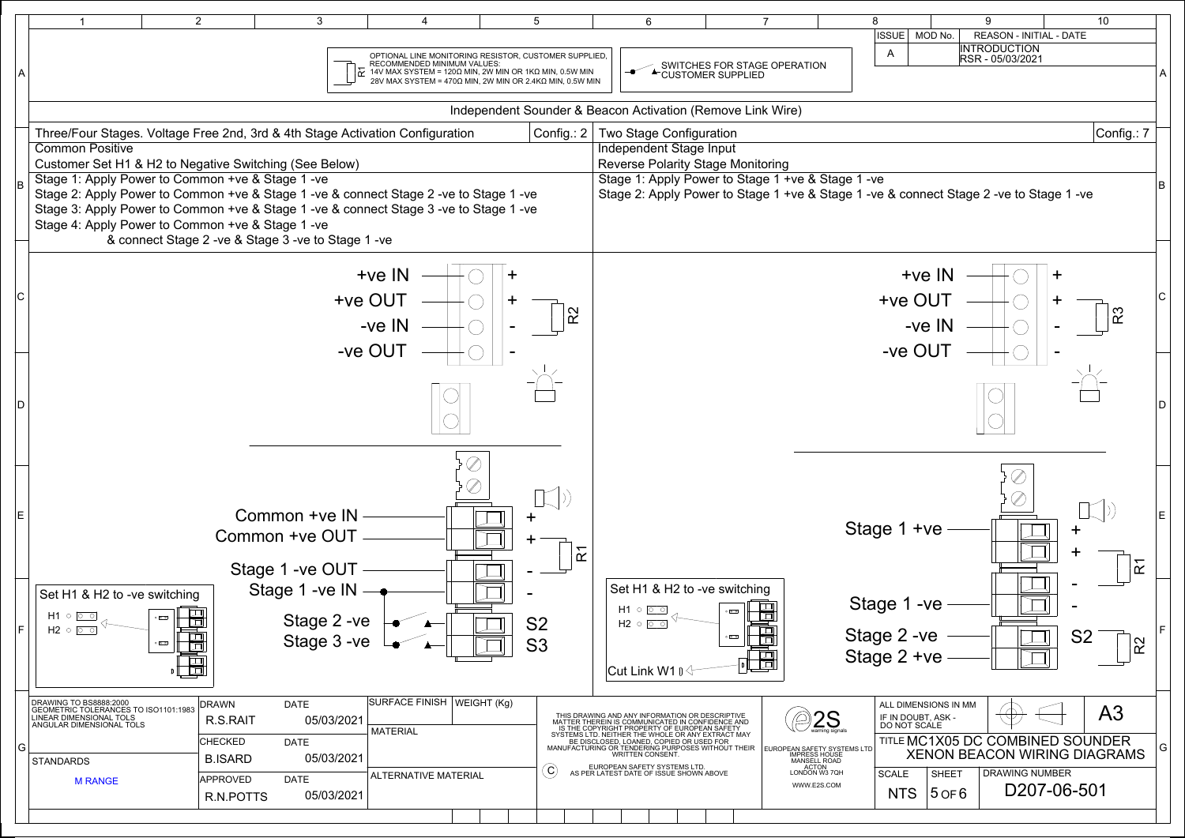| ISSUE | MOD No. | REASON - INITIAL - DATE |
|---|---|---|
| A | | INTRODUCTION RSR - 05/03/2021 |

R1 — OPTIONAL LINE MONITORING RESISTOR, CUSTOMER SUPPLIED, RECOMMENDED MINIMUM VALUES:
14V MAX SYSTEM = 120Ω MIN, 2W MIN OR 1KΩ MIN, 0.5W MIN
28V MAX SYSTEM = 470Ω MIN, 2W MIN OR 2.4KΩ MIN, 0.5W MIN

SWITCHES FOR STAGE OPERATION CUSTOMER SUPPLIED

## Independent Sounder & Beacon Activation (Remove Link Wire)

### Three/Four Stages. Voltage Free 2nd, 3rd & 4th Stage Activation Configuration — Config.: 2

Common Positive

Customer Set H1 & H2 to Negative Switching (See Below)

Stage 1: Apply Power to Common +ve & Stage 1 -ve

Stage 2: Apply Power to Common +ve & Stage 1 -ve & connect Stage 2 -ve to Stage 1 -ve

Stage 3: Apply Power to Common +ve & Stage 1 -ve & connect Stage 3 -ve to Stage 1 -ve

Stage 4: Apply Power to Common +ve & Stage 1 -ve
& connect Stage 2 -ve & Stage 3 -ve to Stage 1 -ve

+ve IN +
+ve OUT + R2
-ve IN -
-ve OUT -

Common +ve IN +
Common +ve OUT + R1
Stage 1 -ve OUT -
Stage 1 -ve IN -
Stage 2 -ve S2
Stage 3 -ve S3

Set H1 & H2 to -ve switching
H1
H2

### Two Stage Configuration — Config.: 7

Independent Stage Input

Reverse Polarity Stage Monitoring

Stage 1: Apply Power to Stage 1 +ve & Stage 1 -ve

Stage 2: Apply Power to Stage 1 +ve & Stage 1 -ve & connect Stage 2 -ve to Stage 1 -ve

+ve IN +
+ve OUT + R3
-ve IN -
-ve OUT -

Stage 1 +ve + +  R1
Stage 1 -ve - -
Stage 2 -ve S2 R2
Stage 2 +ve

Set H1 & H2 to -ve switching
H1
H2
Cut Link W1

DRAWING TO BS8888:2000
GEOMETRIC TOLERANCES TO ISO1101:1983
LINEAR DIMENSIONAL TOLS
ANGULAR DIMENSIONAL TOLS

STANDARDS: M RANGE

| DRAWN | DATE |
|---|---|
| R.S.RAIT | 05/03/2021 |
| CHECKED | DATE |
| B.ISARD | 05/03/2021 |
| APPROVED | DATE |
| R.N.POTTS | 05/03/2021 |

SURFACE FINISH | WEIGHT (Kg)

MATERIAL

ALTERNATIVE MATERIAL

THIS DRAWING AND ANY INFORMATION OR DESCRIPTIVE MATTER THEREIN IS COMMUNICATED IN CONFIDENCE AND IS THE COPYRIGHT PROPERTY OF EUROPEAN SAFETY SYSTEMS LTD. NEITHER THE WHOLE OR ANY EXTRACT MAY BE DISCLOSED, LOANED, COPIED OR USED FOR MANUFACTURING OR TENDERING PURPOSES WITHOUT THEIR WRITTEN CONSENT.

© EUROPEAN SAFETY SYSTEMS LTD. AS PER LATEST DATE OF ISSUE SHOWN ABOVE

E2S warning signals
EUROPEAN SAFETY SYSTEMS LTD
IMPRESS HOUSE
MANSELL ROAD
ACTON
LONDON W3 7QH
WWW.E2S.COM

ALL DIMENSIONS IN MM
IF IN DOUBT, ASK - DO NOT SCALE

A3

TITLE MC1X05 DC COMBINED SOUNDER XENON BEACON WIRING DIAGRAMS

| SCALE | SHEET | DRAWING NUMBER |
|---|---|---|
| NTS | 5 OF 6 | D207-06-501 |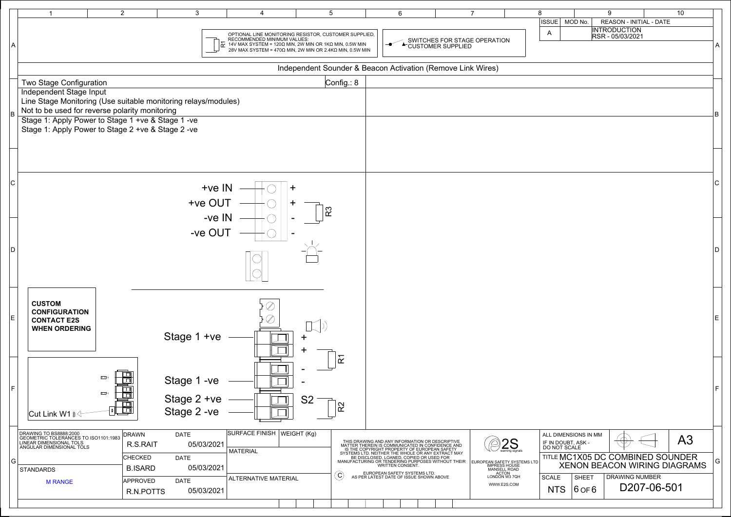| ISSUE | MOD No. | REASON - INITIAL - DATE |
|---|---|---|
| A | | INTRODUCTION RSR - 05/03/2021 |

R1 OPTIONAL LINE MONITORING RESISTOR, CUSTOMER SUPPLIED, RECOMMENDED MINIMUM VALUES:
14V MAX SYSTEM = 120Ω MIN, 2W MIN OR 1KΩ MIN, 0.5W MIN
28V MAX SYSTEM = 470Ω MIN, 2W MIN OR 2.4KΩ MIN, 0.5W MIN

SWITCHES FOR STAGE OPERATION CUSTOMER SUPPLIED

## Independent Sounder & Beacon Activation (Remove Link Wires)

### Two Stage Configuration

Config.: 8

Independent Stage Input
Line Stage Monitoring (Use suitable monitoring relays/modules)
Not to be used for reverse polarity monitoring
Stage 1: Apply Power to Stage 1 +ve & Stage 1 -ve
Stage 1: Apply Power to Stage 2 +ve & Stage 2 -ve

+ve IN +
+ve OUT +
-ve IN -
-ve OUT -
R3

**CUSTOM CONFIGURATION CONTACT E2S WHEN ORDERING**

Stage 1 +ve +
+
R1
-
Stage 1 -ve -
Stage 2 +ve S2
Stage 2 -ve
R2

Cut Link W1

| | | | | |
|---|---|---|---|---|
| DRAWING TO BS8888:2000 GEOMETRIC TOLERANCES TO ISO1101:1983 LINEAR DIMENSIONAL TOLS ANGULAR DIMENSIONAL TOLS | DRAWN R.S.RAIT | DATE 05/03/2021 | SURFACE FINISH | WEIGHT (Kg) |
| | CHECKED B.ISARD | DATE 05/03/2021 | MATERIAL | |
| STANDARDS M RANGE | APPROVED R.N.POTTS | DATE 05/03/2021 | ALTERNATIVE MATERIAL | |

THIS DRAWING AND ANY INFORMATION OR DESCRIPTIVE MATTER THEREIN IS COMMUNICATED IN CONFIDENCE AND IS THE COPYRIGHT PROPERTY OF EUROPEAN SAFETY SYSTEMS LTD. NEITHER THE WHOLE OR ANY EXTRACT MAY BE DISCLOSED, LOANED, COPIED OR USED FOR MANUFACTURING OR TENDERING PURPOSES WITHOUT THEIR WRITTEN CONSENT.

© EUROPEAN SAFETY SYSTEMS LTD. AS PER LATEST DATE OF ISSUE SHOWN ABOVE

e2S warning signals
EUROPEAN SAFETY SYSTEMS LTD
IMPRESS HOUSE
MANSELL ROAD
ACTON
LONDON W3 7QH
WWW.E2S.COM

ALL DIMENSIONS IN MM
IF IN DOUBT, ASK - DO NOT SCALE

A3

TITLE MC1X05 DC COMBINED SOUNDER XENON BEACON WIRING DIAGRAMS

| SCALE | SHEET | DRAWING NUMBER |
|---|---|---|
| NTS | 6 OF 6 | D207-06-501 |